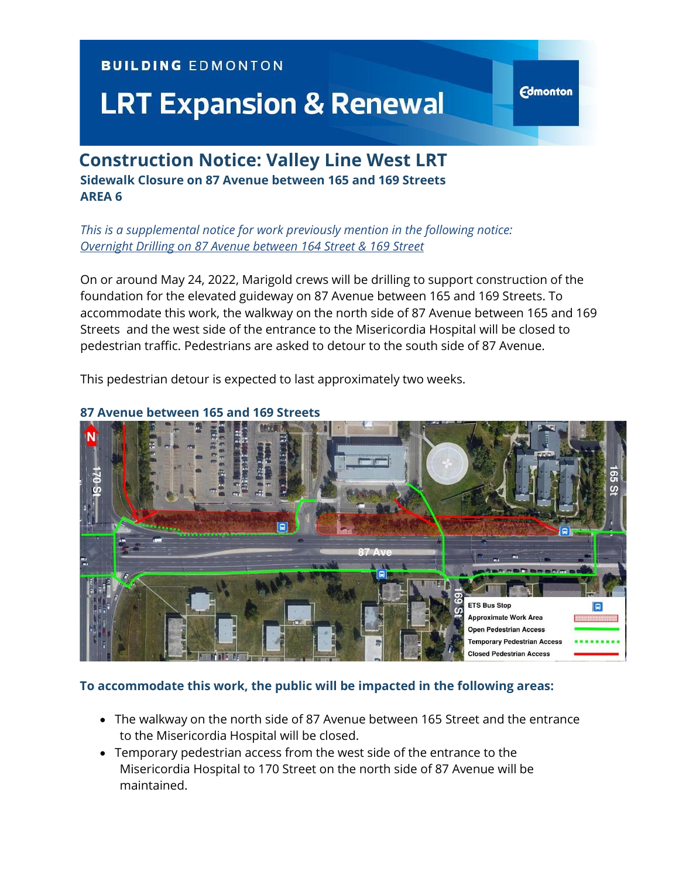BUILDING EDMONTON

# LRT Expansion & Renewal

## Construction Notice: Valley Line West LRT

### Sidewalk Closure on 87 Avenue between 165 and 169 Streets
### AREA 6

*This is a supplemental notice for work previously mention in the following notice:*
*Overnight Drilling on 87 Avenue between 164 Street & 169 Street*

On or around May 24, 2022, Marigold crews will be drilling to support construction of the foundation for the elevated guideway on 87 Avenue between 165 and 169 Streets. To accommodate this work, the walkway on the north side of 87 Avenue between 165 and 169 Streets and the west side of the entrance to the Misericordia Hospital will be closed to pedestrian traffic. Pedestrians are asked to detour to the south side of 87 Avenue.

This pedestrian detour is expected to last approximately two weeks.

**87 Avenue between 165 and 169 Streets**

**To accommodate this work, the public will be impacted in the following areas:**

- The walkway on the north side of 87 Avenue between 165 Street and the entrance to the Misericordia Hospital will be closed.
- Temporary pedestrian access from the west side of the entrance to the Misericordia Hospital to 170 Street on the north side of 87 Avenue will be maintained.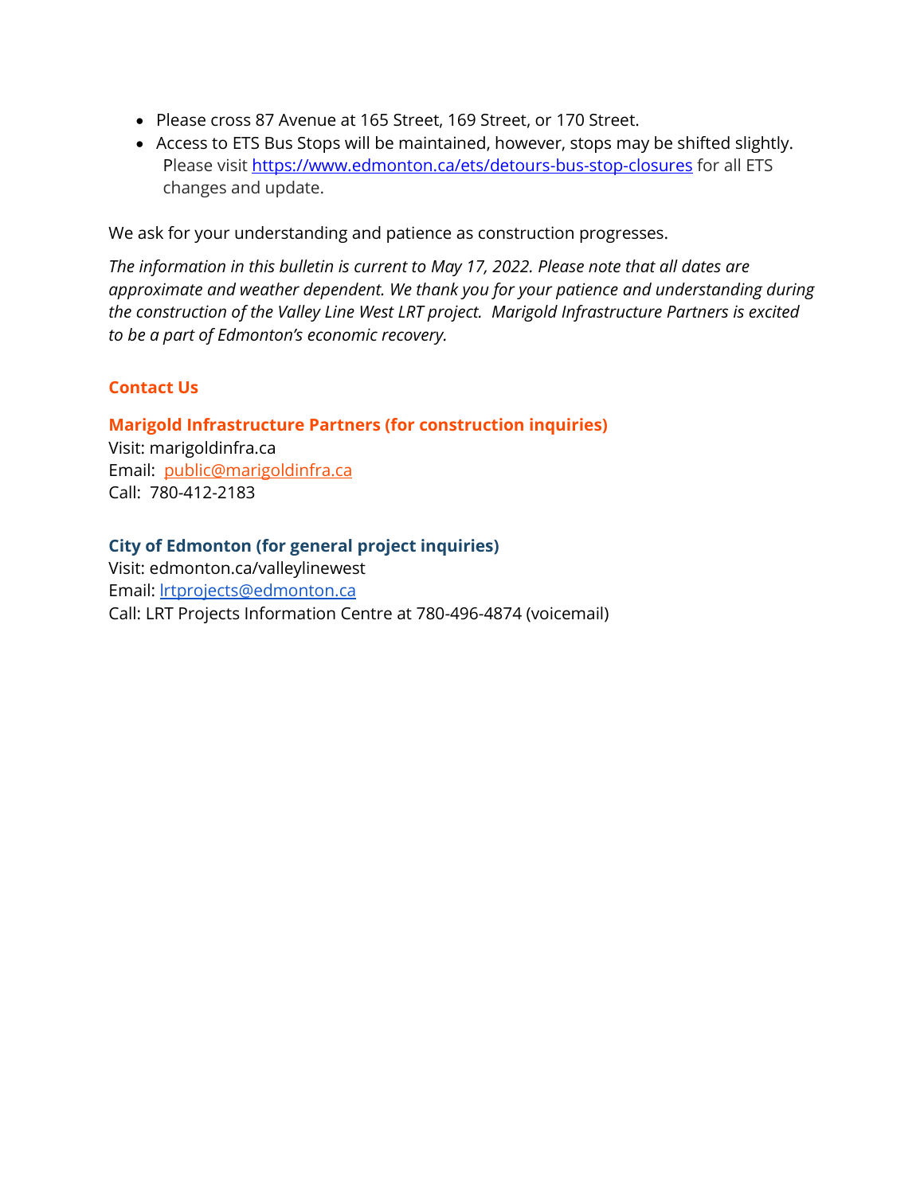- Please cross 87 Avenue at 165 Street, 169 Street, or 170 Street.
- Access to ETS Bus Stops will be maintained, however, stops may be shifted slightly. Please visit https://www.edmonton.ca/ets/detours-bus-stop-closures for all ETS changes and update.

We ask for your understanding and patience as construction progresses.

*The information in this bulletin is current to May 17, 2022. Please note that all dates are approximate and weather dependent. We thank you for your patience and understanding during the construction of the Valley Line West LRT project. Marigold Infrastructure Partners is excited to be a part of Edmonton's economic recovery.*

## Contact Us

### Marigold Infrastructure Partners (for construction inquiries)

Visit: marigoldinfra.ca
Email: public@marigoldinfra.ca
Call: 780-412-2183

### City of Edmonton (for general project inquiries)

Visit: edmonton.ca/valleylinewest
Email: lrtprojects@edmonton.ca
Call: LRT Projects Information Centre at 780-496-4874 (voicemail)